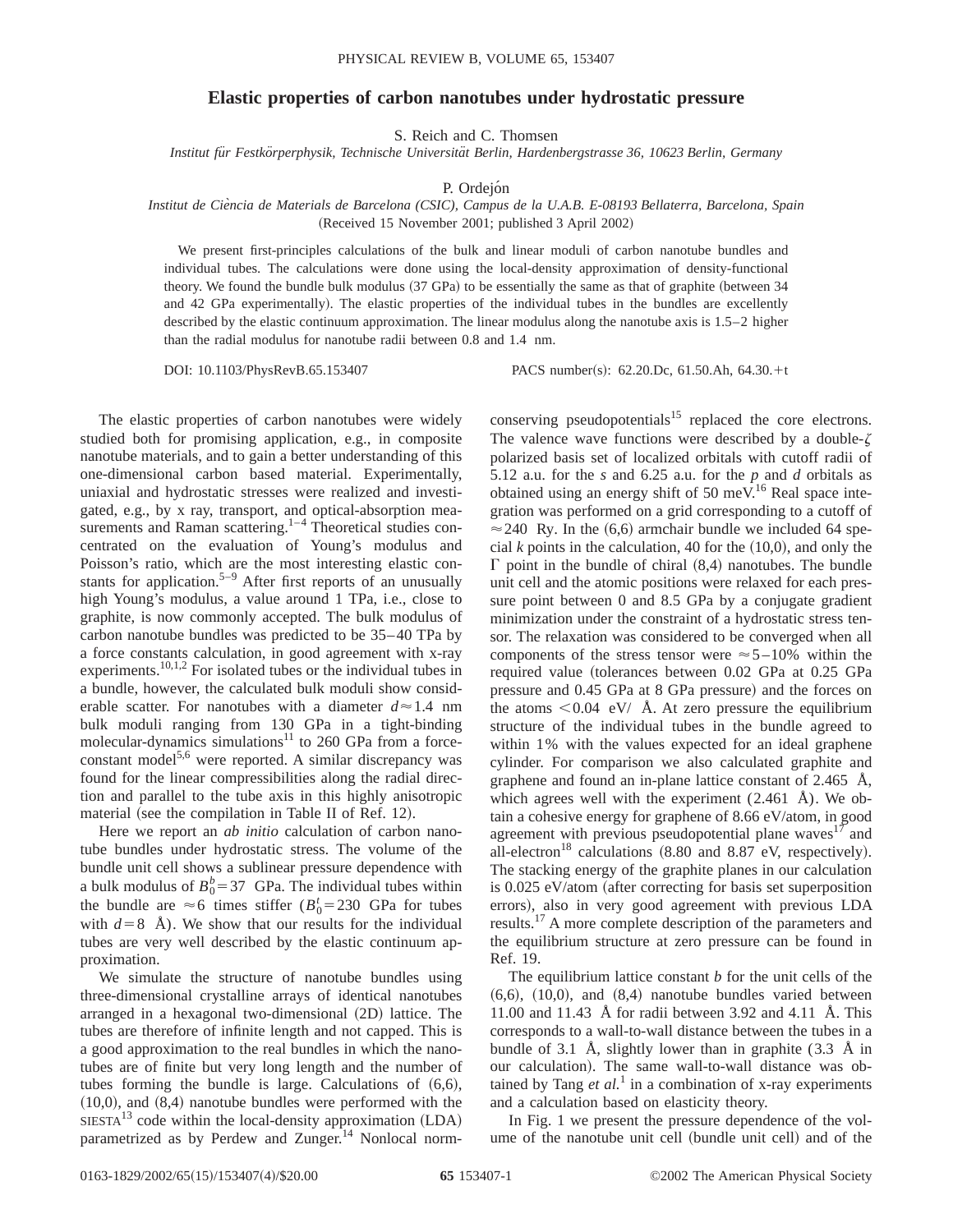# Elastic properties of carbon nanotubes under hydrostatic pressure

S. Reich and C. Thomsen

*Institut für Festkörperphysik, Technische Universität Berlin, Hardenbergstrasse 36, 10623 Berlin, Germany*

P. Ordejón

*Institut de Ciència de Materials de Barcelona (CSIC), Campus de la U.A.B. E-08193 Bellaterra, Barcelona, Spain*

(Received 15 November 2001; published 3 April 2002)

We present first-principles calculations of the bulk and linear moduli of carbon nanotube bundles and individual tubes. The calculations were done using the local-density approximation of density-functional theory. We found the bundle bulk modulus (37 GPa) to be essentially the same as that of graphite (between 34 and 42 GPa experimentally). The elastic properties of the individual tubes in the bundles are excellently described by the elastic continuum approximation. The linear modulus along the nanotube axis is 1.5–2 higher than the radial modulus for nanotube radii between 0.8 and 1.4 nm.

DOI: 10.1103/PhysRevB.65.153407 PACS number(s): 62.20.Dc, 61.50.Ah, 64.30.+t

The elastic properties of carbon nanotubes were widely studied both for promising application, e.g., in composite nanotube materials, and to gain a better understanding of this one-dimensional carbon based material. Experimentally, uniaxial and hydrostatic stresses were realized and investigated, e.g., by x ray, transport, and optical-absorption measurements and Raman scattering.[1–4] Theoretical studies concentrated on the evaluation of Young's modulus and Poisson's ratio, which are the most interesting elastic constants for application.[5–9] After first reports of an unusually high Young's modulus, a value around 1 TPa, i.e., close to graphite, is now commonly accepted. The bulk modulus of carbon nanotube bundles was predicted to be 35–40 TPa by a force constants calculation, in good agreement with x-ray experiments.[10,1,2] For isolated tubes or the individual tubes in a bundle, however, the calculated bulk moduli show considerable scatter. For nanotubes with a diameter $d \approx 1.4$ nm bulk moduli ranging from 130 GPa in a tight-binding molecular-dynamics simulations[11] to 260 GPa from a force-constant model[5,6] were reported. A similar discrepancy was found for the linear compressibilities along the radial direction and parallel to the tube axis in this highly anisotropic material (see the compilation in Table II of Ref. 12).

Here we report an *ab initio* calculation of carbon nanotube bundles under hydrostatic stress. The volume of the bundle unit cell shows a sublinear pressure dependence with a bulk modulus of $B_0^b = 37$ GPa. The individual tubes within the bundle are $\approx 6$ times stiffer ($B_0^t = 230$ GPa for tubes with $d = 8$ Å). We show that our results for the individual tubes are very well described by the elastic continuum approximation.

We simulate the structure of nanotube bundles using three-dimensional crystalline arrays of identical nanotubes arranged in a hexagonal two-dimensional (2D) lattice. The tubes are therefore of infinite length and not capped. This is a good approximation to the real bundles in which the nanotubes are of finite but very long length and the number of tubes forming the bundle is large. Calculations of (6,6), (10,0), and (8,4) nanotube bundles were performed with the SIESTA[13] code within the local-density approximation (LDA) parametrized as by Perdew and Zunger.[14] Nonlocal norm-conserving pseudopotentials[15] replaced the core electrons. The valence wave functions were described by a double-$\zeta$ polarized basis set of localized orbitals with cutoff radii of 5.12 a.u. for the *s* and 6.25 a.u. for the *p* and *d* orbitals as obtained using an energy shift of 50 meV.[16] Real space integration was performed on a grid corresponding to a cutoff of $\approx 240$ Ry. In the (6,6) armchair bundle we included 64 special *k* points in the calculation, 40 for the (10,0), and only the $\Gamma$ point in the bundle of chiral (8,4) nanotubes. The bundle unit cell and the atomic positions were relaxed for each pressure point between 0 and 8.5 GPa by a conjugate gradient minimization under the constraint of a hydrostatic stress tensor. The relaxation was considered to be converged when all components of the stress tensor were $\approx 5$–10% within the required value (tolerances between 0.02 GPa at 0.25 GPa pressure and 0.45 GPa at 8 GPa pressure) and the forces on the atoms $< 0.04$ eV/ Å. At zero pressure the equilibrium structure of the individual tubes in the bundle agreed to within 1% with the values expected for an ideal graphene cylinder. For comparison we also calculated graphite and graphene and found an in-plane lattice constant of 2.465 Å, which agrees well with the experiment (2.461 Å). We obtain a cohesive energy for graphene of 8.66 eV/atom, in good agreement with previous pseudopotential plane waves[17] and all-electron[18] calculations (8.80 and 8.87 eV, respectively). The stacking energy of the graphite planes in our calculation is 0.025 eV/atom (after correcting for basis set superposition errors), also in very good agreement with previous LDA results.[17] A more complete description of the parameters and the equilibrium structure at zero pressure can be found in Ref. 19.

The equilibrium lattice constant *b* for the unit cells of the (6,6), (10,0), and (8,4) nanotube bundles varied between 11.00 and 11.43 Å for radii between 3.92 and 4.11 Å. This corresponds to a wall-to-wall distance between the tubes in a bundle of 3.1 Å, slightly lower than in graphite (3.3 Å in our calculation). The same wall-to-wall distance was obtained by Tang *et al.*[1] in a combination of x-ray experiments and a calculation based on elasticity theory.

In Fig. 1 we present the pressure dependence of the volume of the nanotube unit cell (bundle unit cell) and of the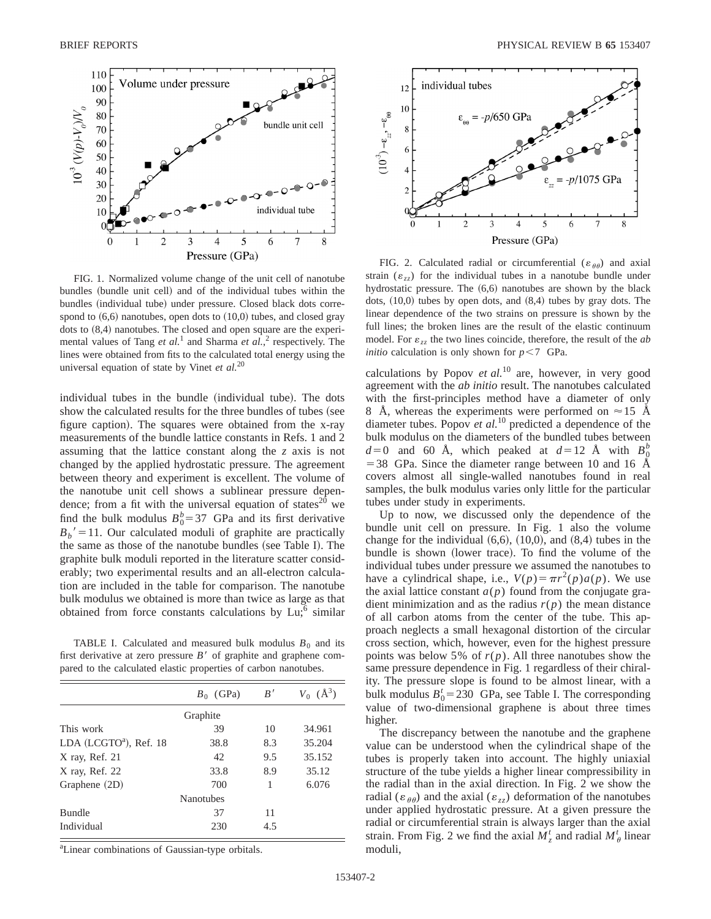FIG. 1. Normalized volume change of the unit cell of nanotube bundles (bundle unit cell) and of the individual tubes within the bundles (individual tube) under pressure. Closed black dots correspond to (6,6) nanotubes, open dots to (10,0) tubes, and closed gray dots to (8,4) nanotubes. The closed and open square are the experimental values of Tang *et al.*[1] and Sharma *et al.*,[2] respectively. The lines were obtained from fits to the calculated total energy using the universal equation of state by Vinet *et al.*[20]

individual tubes in the bundle (individual tube). The dots show the calculated results for the three bundles of tubes (see figure caption). The squares were obtained from the x-ray measurements of the bundle lattice constants in Refs. 1 and 2 assuming that the lattice constant along the $z$ axis is not changed by the applied hydrostatic pressure. The agreement between theory and experiment is excellent. The volume of the nanotube unit cell shows a sublinear pressure dependence; from a fit with the universal equation of states[20] we find the bulk modulus $B_0^b = 37$ GPa and its first derivative $B_b{}' = 11$. Our calculated moduli of graphite are practically the same as those of the nanotube bundles (see Table I). The graphite bulk moduli reported in the literature scatter considerably; two experimental results and an all-electron calculation are included in the table for comparison. The nanotube bulk modulus we obtained is more than twice as large as that obtained from force constants calculations by Lu;[6] similar calculations by Popov *et al.*[10] are, however, in very good agreement with the first-principles method have a diameter of only 8 Å, whereas the experiments were performed on $\approx 15$ Å diameter tubes. Popov *et al.*[10] predicted a dependence of the bulk modulus on the diameters of the bundled tubes between $d = 0$ and 60 Å, which peaked at $d = 12$ Å with $B_0^b = 38$ GPa. Since the diameter range between 10 and 16 Å covers almost all single-walled nanotubes found in real samples, the bulk modulus varies only little for the particular tubes under study in experiments.

TABLE I. Calculated and measured bulk modulus $B_0$ and its first derivative at zero pressure $B'$ of graphite and graphene compared to the calculated elastic properties of carbon nanotubes.

| | $B_0$ (GPa) | $B'$ | $V_0$ (Å$^3$) |
|---|---|---|---|
| | Graphite | | |
| This work | 39 | 10 | 34.961 |
| LDA (LCGTO[a]), Ref. 18 | 38.8 | 8.3 | 35.204 |
| X ray, Ref. 21 | 42 | 9.5 | 35.152 |
| X ray, Ref. 22 | 33.8 | 8.9 | 35.12 |
| Graphene (2D) | 700 | 1 | 6.076 |
| | Nanotubes | | |
| Bundle | 37 | 11 | |
| Individual | 230 | 4.5 | |

[a]Linear combinations of Gaussian-type orbitals.

FIG. 2. Calculated radial or circumferential ($\varepsilon_{\theta\theta}$) and axial strain ($\varepsilon_{zz}$) for the individual tubes in a nanotube bundle under hydrostatic pressure. The (6,6) nanotubes are shown by the black dots, (10,0) tubes by open dots, and (8,4) tubes by gray dots. The linear dependence of the two strains on pressure is shown by the full lines; the broken lines are the result of the elastic continuum model. For $\varepsilon_{zz}$ the two lines coincide, therefore, the result of the *ab initio* calculation is only shown for $p < 7$ GPa.

Up to now, we discussed only the dependence of the bundle unit cell on pressure. In Fig. 1 also the volume change for the individual (6,6), (10,0), and (8,4) tubes in the bundle is shown (lower trace). To find the volume of the individual tubes under pressure we assumed the nanotubes to have a cylindrical shape, i.e., $V(p) = \pi r^2(p) a(p)$. We use the axial lattice constant $a(p)$ found from the conjugate gradient minimization and as the radius $r(p)$ the mean distance of all carbon atoms from the center of the tube. This approach neglects a small hexagonal distortion of the circular cross section, which, however, even for the highest pressure points was below 5% of $r(p)$. All three nanotubes show the same pressure dependence in Fig. 1 regardless of their chirality. The pressure slope is found to be almost linear, with a bulk modulus $B_0^t = 230$ GPa, see Table I. The corresponding value of two-dimensional graphene is about three times higher.

The discrepancy between the nanotube and the graphene value can be understood when the cylindrical shape of the tubes is properly taken into account. The highly uniaxial structure of the tube yields a higher linear compressibility in the radial than in the axial direction. In Fig. 2 we show the radial ($\varepsilon_{\theta\theta}$) and the axial ($\varepsilon_{zz}$) deformation of the nanotubes under applied hydrostatic pressure. At a given pressure the radial or circumferential strain is always larger than the axial strain. From Fig. 2 we find the axial $M_z^t$ and radial $M_\theta^t$ linear moduli,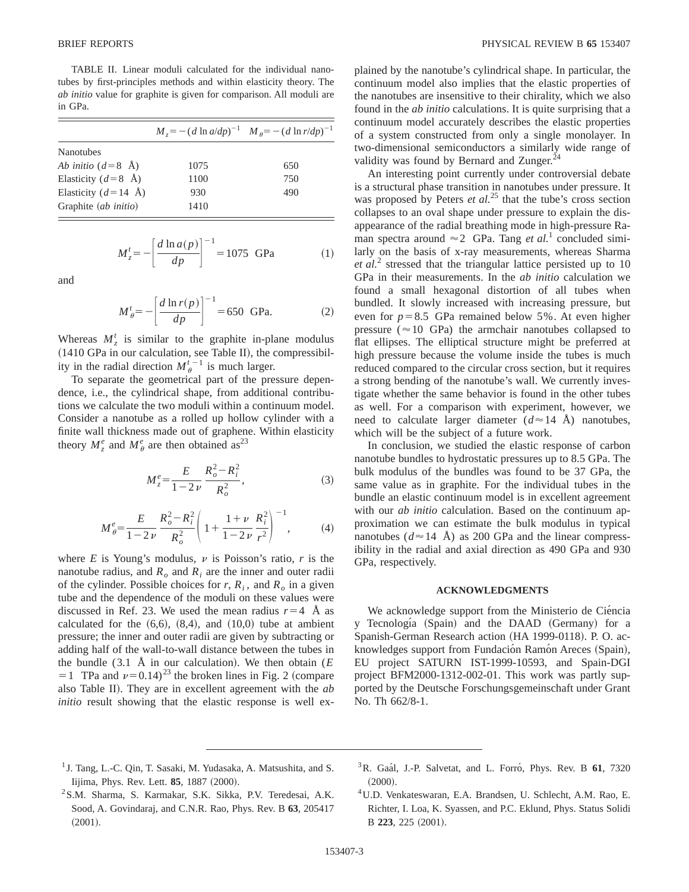TABLE II. Linear moduli calculated for the individual nanotubes by first-principles methods and within elasticity theory. The *ab initio* value for graphite is given for comparison. All moduli are in GPa.

| | $M_z = -(d \ln a/dp)^{-1}$ | $M_\theta = -(d \ln r/dp)^{-1}$ |
|---|---|---|
| Nanotubes | | |
| *Ab initio* ($d=8$ Å) | 1075 | 650 |
| Elasticity ($d=8$ Å) | 1100 | 750 |
| Elasticity ($d=14$ Å) | 930 | 490 |
| Graphite (*ab initio*) | 1410 | |

$$M_z^t = -\left[\frac{d \ln a(p)}{dp}\right]^{-1} = 1075 \text{ GPa} \tag{1}$$

and

$$M_\theta^t = -\left[\frac{d \ln r(p)}{dp}\right]^{-1} = 650 \text{ GPa}. \tag{2}$$

Whereas $M_z^t$ is similar to the graphite in-plane modulus (1410 GPa in our calculation, see Table II), the compressibility in the radial direction $M_\theta^{t\,-1}$ is much larger.

To separate the geometrical part of the pressure dependence, i.e., the cylindrical shape, from additional contributions we calculate the two moduli within a continuum model. Consider a nanotube as a rolled up hollow cylinder with a finite wall thickness made out of graphene. Within elasticity theory $M_z^e$ and $M_\theta^e$ are then obtained as[23]

$$M_z^e = \frac{E}{1-2\nu}\,\frac{R_o^2 - R_i^2}{R_o^2}, \tag{3}$$

$$M_\theta^e = \frac{E}{1-2\nu}\,\frac{R_o^2 - R_i^2}{R_o^2}\left(1 + \frac{1+\nu}{1-2\nu}\,\frac{R_i^2}{r^2}\right)^{-1}, \tag{4}$$

where $E$ is Young's modulus, $\nu$ is Poisson's ratio, $r$ is the nanotube radius, and $R_o$ and $R_i$ are the inner and outer radii of the cylinder. Possible choices for $r$, $R_i$, and $R_o$ in a given tube and the dependence of the moduli on these values were discussed in Ref. 23. We used the mean radius $r=4$ Å as calculated for the (6,6), (8,4), and (10,0) tube at ambient pressure; the inner and outer radii are given by subtracting or adding half of the wall-to-wall distance between the tubes in the bundle (3.1 Å in our calculation). We then obtain ($E = 1$ TPa and $\nu = 0.14$)[23] the broken lines in Fig. 2 (compare also Table II). They are in excellent agreement with the *ab initio* result showing that the elastic response is well explained by the nanotube's cylindrical shape. In particular, the continuum model also implies that the elastic properties of the nanotubes are insensitive to their chirality, which we also found in the *ab initio* calculations. It is quite surprising that a continuum model accurately describes the elastic properties of a system constructed from only a single monolayer. In two-dimensional semiconductors a similarly wide range of validity was found by Bernard and Zunger.[24]

An interesting point currently under controversial debate is a structural phase transition in nanotubes under pressure. It was proposed by Peters *et al.*[25] that the tube's cross section collapses to an oval shape under pressure to explain the disappearance of the radial breathing mode in high-pressure Raman spectra around $\approx 2$ GPa. Tang *et al.*[1] concluded similarly on the basis of x-ray measurements, whereas Sharma *et al.*[2] stressed that the triangular lattice persisted up to 10 GPa in their measurements. In the *ab initio* calculation we found a small hexagonal distortion of all tubes when bundled. It slowly increased with increasing pressure, but even for $p = 8.5$ GPa remained below 5%. At even higher pressure ($\approx 10$ GPa) the armchair nanotubes collapsed to flat ellipses. The elliptical structure might be preferred at high pressure because the volume inside the tubes is much reduced compared to the circular cross section, but it requires a strong bending of the nanotube's wall. We currently investigate whether the same behavior is found in the other tubes as well. For a comparison with experiment, however, we need to calculate larger diameter ($d \approx 14$ Å) nanotubes, which will be the subject of a future work.

In conclusion, we studied the elastic response of carbon nanotube bundles to hydrostatic pressures up to 8.5 GPa. The bulk modulus of the bundles was found to be 37 GPa, the same value as in graphite. For the individual tubes in the bundle an elastic continuum model is in excellent agreement with our *ab initio* calculation. Based on the continuum approximation we can estimate the bulk modulus in typical nanotubes ($d \approx 14$ Å) as 200 GPa and the linear compressibility in the radial and axial direction as 490 GPa and 930 GPa, respectively.

## ACKNOWLEDGMENTS

We acknowledge support from the Ministerio de Ciéncia y Tecnología (Spain) and the DAAD (Germany) for a Spanish-German Research action (HA 1999-0118). P. O. acknowledges support from Fundación Ramón Areces (Spain), EU project SATURN IST-1999-10593, and Spain-DGI project BFM2000-1312-002-01. This work was partly supported by the Deutsche Forschungsgemeinschaft under Grant No. Th 662/8-1.

---

[1] J. Tang, L.-C. Qin, T. Sasaki, M. Yudasaka, A. Matsushita, and S. Iijima, Phys. Rev. Lett. **85**, 1887 (2000).

[2] S.M. Sharma, S. Karmakar, S.K. Sikka, P.V. Teredesai, A.K. Sood, A. Govindaraj, and C.N.R. Rao, Phys. Rev. B **63**, 205417 (2001).

[3] R. Gaál, J.-P. Salvetat, and L. Forró, Phys. Rev. B **61**, 7320 (2000).

[4] U.D. Venkateswaran, E.A. Brandsen, U. Schlecht, A.M. Rao, E. Richter, I. Loa, K. Syassen, and P.C. Eklund, Phys. Status Solidi B **223**, 225 (2001).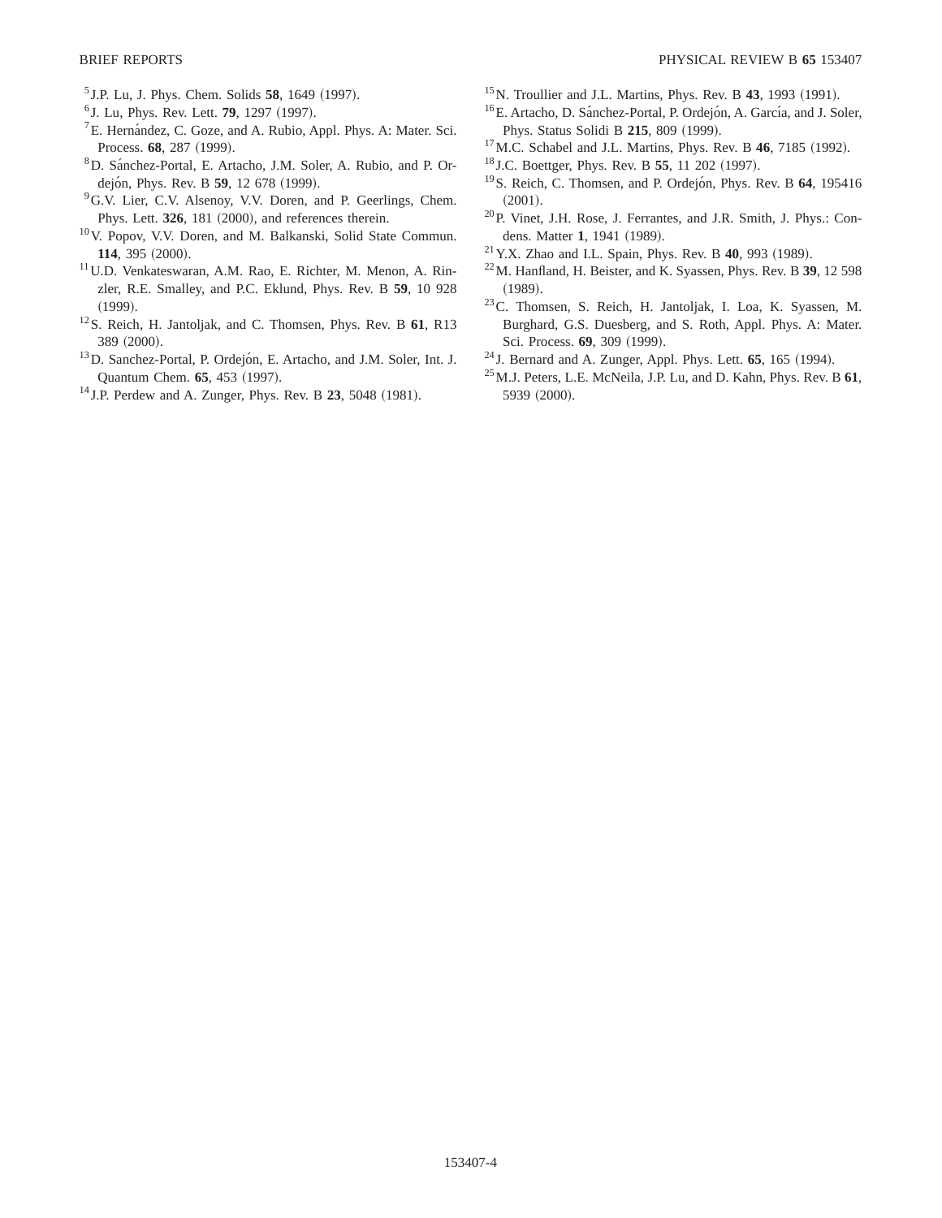[5] J.P. Lu, J. Phys. Chem. Solids **58**, 1649 (1997).

[6] J. Lu, Phys. Rev. Lett. **79**, 1297 (1997).

[7] E. Hernández, C. Goze, and A. Rubio, Appl. Phys. A: Mater. Sci. Process. **68**, 287 (1999).

[8] D. Sánchez-Portal, E. Artacho, J.M. Soler, A. Rubio, and P. Ordejón, Phys. Rev. B **59**, 12 678 (1999).

[9] G.V. Lier, C.V. Alsenoy, V.V. Doren, and P. Geerlings, Chem. Phys. Lett. **326**, 181 (2000), and references therein.

[10] V. Popov, V.V. Doren, and M. Balkanski, Solid State Commun. **114**, 395 (2000).

[11] U.D. Venkateswaran, A.M. Rao, E. Richter, M. Menon, A. Rinzler, R.E. Smalley, and P.C. Eklund, Phys. Rev. B **59**, 10 928 (1999).

[12] S. Reich, H. Jantoljak, and C. Thomsen, Phys. Rev. B **61**, R13 389 (2000).

[13] D. Sanchez-Portal, P. Ordejón, E. Artacho, and J.M. Soler, Int. J. Quantum Chem. **65**, 453 (1997).

[14] J.P. Perdew and A. Zunger, Phys. Rev. B **23**, 5048 (1981).

[15] N. Troullier and J.L. Martins, Phys. Rev. B **43**, 1993 (1991).

[16] E. Artacho, D. Sánchez-Portal, P. Ordejón, A. García, and J. Soler, Phys. Status Solidi B **215**, 809 (1999).

[17] M.C. Schabel and J.L. Martins, Phys. Rev. B **46**, 7185 (1992).

[18] J.C. Boettger, Phys. Rev. B **55**, 11 202 (1997).

[19] S. Reich, C. Thomsen, and P. Ordejón, Phys. Rev. B **64**, 195416 (2001).

[20] P. Vinet, J.H. Rose, J. Ferrantes, and J.R. Smith, J. Phys.: Condens. Matter **1**, 1941 (1989).

[21] Y.X. Zhao and I.L. Spain, Phys. Rev. B **40**, 993 (1989).

[22] M. Hanfland, H. Beister, and K. Syassen, Phys. Rev. B **39**, 12 598 (1989).

[23] C. Thomsen, S. Reich, H. Jantoljak, I. Loa, K. Syassen, M. Burghard, G.S. Duesberg, and S. Roth, Appl. Phys. A: Mater. Sci. Process. **69**, 309 (1999).

[24] J. Bernard and A. Zunger, Appl. Phys. Lett. **65**, 165 (1994).

[25] M.J. Peters, L.E. McNeila, J.P. Lu, and D. Kahn, Phys. Rev. B **61**, 5939 (2000).